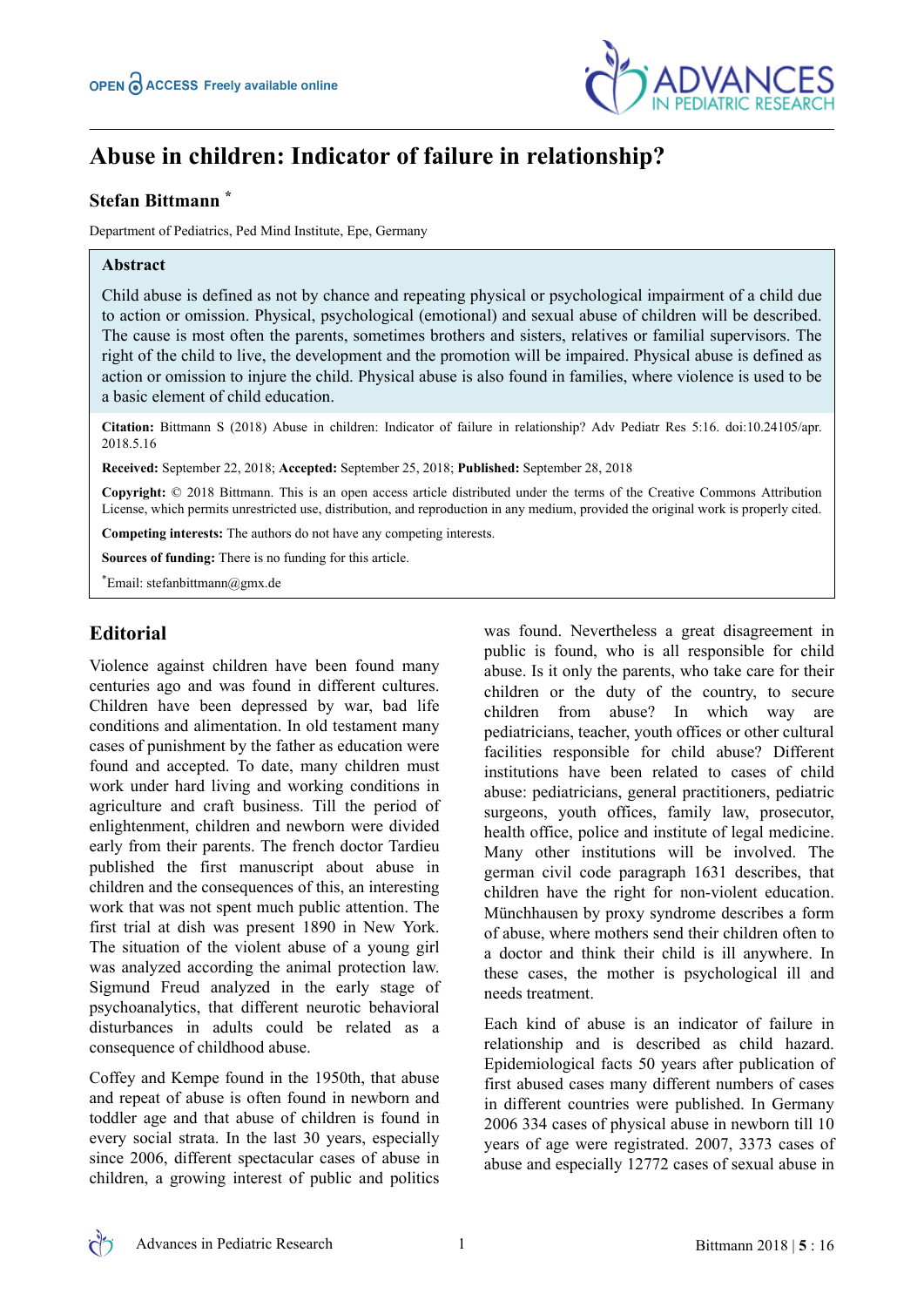OPEN ACCESS Freely available online

# Abuse in children: Indicator of failure in relationship?

**Stefan Bittmann** *

Department of Pediatrics, Ped Mind Institute, Epe, Germany

## Abstract

Child abuse is defined as not by chance and repeating physical or psychological impairment of a child due to action or omission. Physical, psychological (emotional) and sexual abuse of children will be described. The cause is most often the parents, sometimes brothers and sisters, relatives or familial supervisors. The right of the child to live, the development and the promotion will be impaired. Physical abuse is defined as action or omission to injure the child. Physical abuse is also found in families, where violence is used to be a basic element of child education.

**Citation:** Bittmann S (2018) Abuse in children: Indicator of failure in relationship? Adv Pediatr Res 5:16. doi:10.24105/apr.2018.5.16

**Received:** September 22, 2018; **Accepted:** September 25, 2018; **Published:** September 28, 2018

**Copyright:** © 2018 Bittmann. This is an open access article distributed under the terms of the Creative Commons Attribution License, which permits unrestricted use, distribution, and reproduction in any medium, provided the original work is properly cited.

**Competing interests:** The authors do not have any competing interests.

**Sources of funding:** There is no funding for this article.

*Email: stefanbittmann@gmx.de

## Editorial

Violence against children have been found many centuries ago and was found in different cultures. Children have been depressed by war, bad life conditions and alimentation. In old testament many cases of punishment by the father as education were found and accepted. To date, many children must work under hard living and working conditions in agriculture and craft business. Till the period of enlightenment, children and newborn were divided early from their parents. The french doctor Tardieu published the first manuscript about abuse in children and the consequences of this, an interesting work that was not spent much public attention. The first trial at dish was present 1890 in New York. The situation of the violent abuse of a young girl was analyzed according the animal protection law. Sigmund Freud analyzed in the early stage of psychoanalytics, that different neurotic behavioral disturbances in adults could be related as a consequence of childhood abuse.

Coffey and Kempe found in the 1950th, that abuse and repeat of abuse is often found in newborn and toddler age and that abuse of children is found in every social strata. In the last 30 years, especially since 2006, different spectacular cases of abuse in children, a growing interest of public and politics was found. Nevertheless a great disagreement in public is found, who is all responsible for child abuse. Is it only the parents, who take care for their children or the duty of the country, to secure children from abuse? In which way are pediatricians, teacher, youth offices or other cultural facilities responsible for child abuse? Different institutions have been related to cases of child abuse: pediatricians, general practitioners, pediatric surgeons, youth offices, family law, prosecutor, health office, police and institute of legal medicine. Many other institutions will be involved. The german civil code paragraph 1631 describes, that children have the right for non-violent education. Münchhausen by proxy syndrome describes a form of abuse, where mothers send their children often to a doctor and think their child is ill anywhere. In these cases, the mother is psychological ill and needs treatment.

Each kind of abuse is an indicator of failure in relationship and is described as child hazard. Epidemiological facts 50 years after publication of first abused cases many different numbers of cases in different countries were published. In Germany 2006 334 cases of physical abuse in newborn till 10 years of age were registrated. 2007, 3373 cases of abuse and especially 12772 cases of sexual abuse in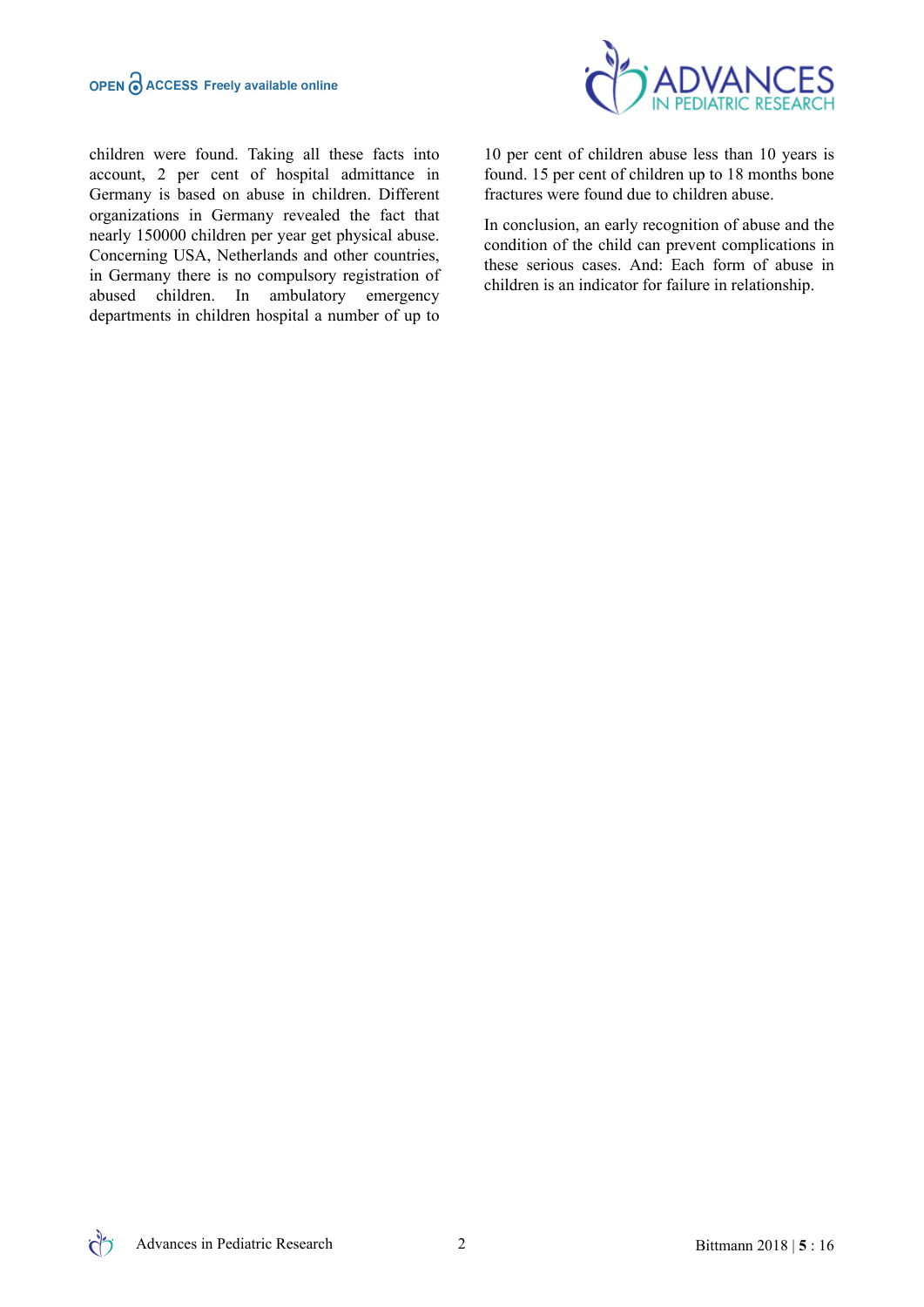children were found. Taking all these facts into account, 2 per cent of hospital admittance in Germany is based on abuse in children. Different organizations in Germany revealed the fact that nearly 150000 children per year get physical abuse. Concerning USA, Netherlands and other countries, in Germany there is no compulsory registration of abused children. In ambulatory emergency departments in children hospital a number of up to 10 per cent of children abuse less than 10 years is found. 15 per cent of children up to 18 months bone fractures were found due to children abuse.

In conclusion, an early recognition of abuse and the condition of the child can prevent complications in these serious cases. And: Each form of abuse in children is an indicator for failure in relationship.